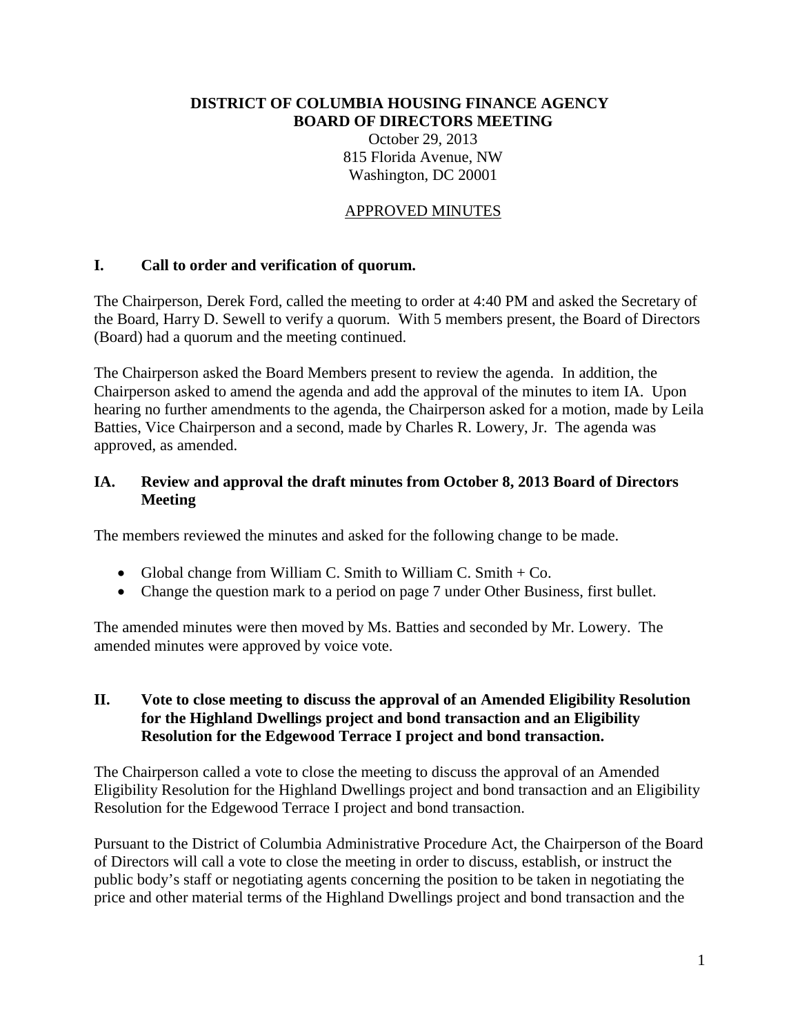**DISTRICT OF COLUMBIA HOUSING FINANCE AGENCY**
**BOARD OF DIRECTORS MEETING**

October 29, 2013
815 Florida Avenue, NW
Washington, DC 20001

APPROVED MINUTES

## I. Call to order and verification of quorum.

The Chairperson, Derek Ford, called the meeting to order at 4:40 PM and asked the Secretary of the Board, Harry D. Sewell to verify a quorum. With 5 members present, the Board of Directors (Board) had a quorum and the meeting continued.

The Chairperson asked the Board Members present to review the agenda. In addition, the Chairperson asked to amend the agenda and add the approval of the minutes to item IA. Upon hearing no further amendments to the agenda, the Chairperson asked for a motion, made by Leila Batties, Vice Chairperson and a second, made by Charles R. Lowery, Jr. The agenda was approved, as amended.

## IA. Review and approval the draft minutes from October 8, 2013 Board of Directors Meeting

The members reviewed the minutes and asked for the following change to be made.

- Global change from William C. Smith to William C. Smith + Co.
- Change the question mark to a period on page 7 under Other Business, first bullet.

The amended minutes were then moved by Ms. Batties and seconded by Mr. Lowery. The amended minutes were approved by voice vote.

## II. Vote to close meeting to discuss the approval of an Amended Eligibility Resolution for the Highland Dwellings project and bond transaction and an Eligibility Resolution for the Edgewood Terrace I project and bond transaction.

The Chairperson called a vote to close the meeting to discuss the approval of an Amended Eligibility Resolution for the Highland Dwellings project and bond transaction and an Eligibility Resolution for the Edgewood Terrace I project and bond transaction.

Pursuant to the District of Columbia Administrative Procedure Act, the Chairperson of the Board of Directors will call a vote to close the meeting in order to discuss, establish, or instruct the public body's staff or negotiating agents concerning the position to be taken in negotiating the price and other material terms of the Highland Dwellings project and bond transaction and the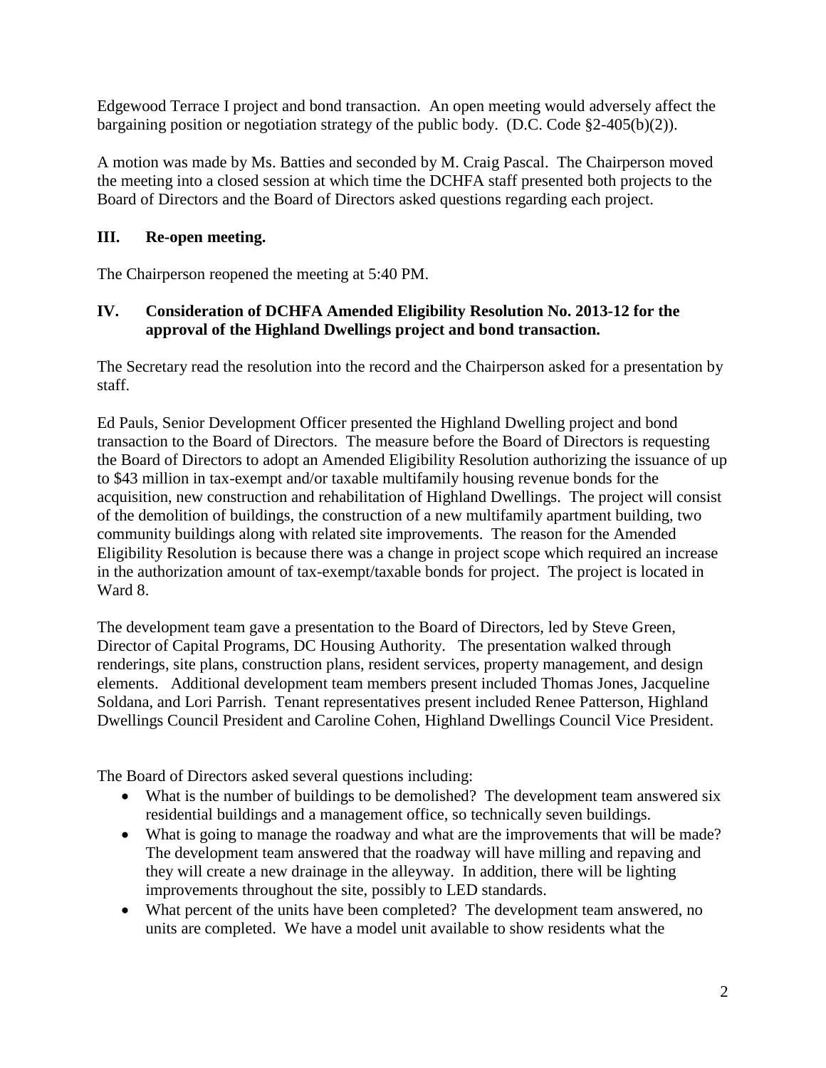Edgewood Terrace I project and bond transaction. An open meeting would adversely affect the bargaining position or negotiation strategy of the public body. (D.C. Code §2-405(b)(2)).

A motion was made by Ms. Batties and seconded by M. Craig Pascal. The Chairperson moved the meeting into a closed session at which time the DCHFA staff presented both projects to the Board of Directors and the Board of Directors asked questions regarding each project.

## III. Re-open meeting.

The Chairperson reopened the meeting at 5:40 PM.

## IV. Consideration of DCHFA Amended Eligibility Resolution No. 2013-12 for the approval of the Highland Dwellings project and bond transaction.

The Secretary read the resolution into the record and the Chairperson asked for a presentation by staff.

Ed Pauls, Senior Development Officer presented the Highland Dwelling project and bond transaction to the Board of Directors. The measure before the Board of Directors is requesting the Board of Directors to adopt an Amended Eligibility Resolution authorizing the issuance of up to $43 million in tax-exempt and/or taxable multifamily housing revenue bonds for the acquisition, new construction and rehabilitation of Highland Dwellings. The project will consist of the demolition of buildings, the construction of a new multifamily apartment building, two community buildings along with related site improvements. The reason for the Amended Eligibility Resolution is because there was a change in project scope which required an increase in the authorization amount of tax-exempt/taxable bonds for project. The project is located in Ward 8.

The development team gave a presentation to the Board of Directors, led by Steve Green, Director of Capital Programs, DC Housing Authority. The presentation walked through renderings, site plans, construction plans, resident services, property management, and design elements. Additional development team members present included Thomas Jones, Jacqueline Soldana, and Lori Parrish. Tenant representatives present included Renee Patterson, Highland Dwellings Council President and Caroline Cohen, Highland Dwellings Council Vice President.

The Board of Directors asked several questions including:

- What is the number of buildings to be demolished? The development team answered six residential buildings and a management office, so technically seven buildings.
- What is going to manage the roadway and what are the improvements that will be made? The development team answered that the roadway will have milling and repaving and they will create a new drainage in the alleyway. In addition, there will be lighting improvements throughout the site, possibly to LED standards.
- What percent of the units have been completed? The development team answered, no units are completed. We have a model unit available to show residents what the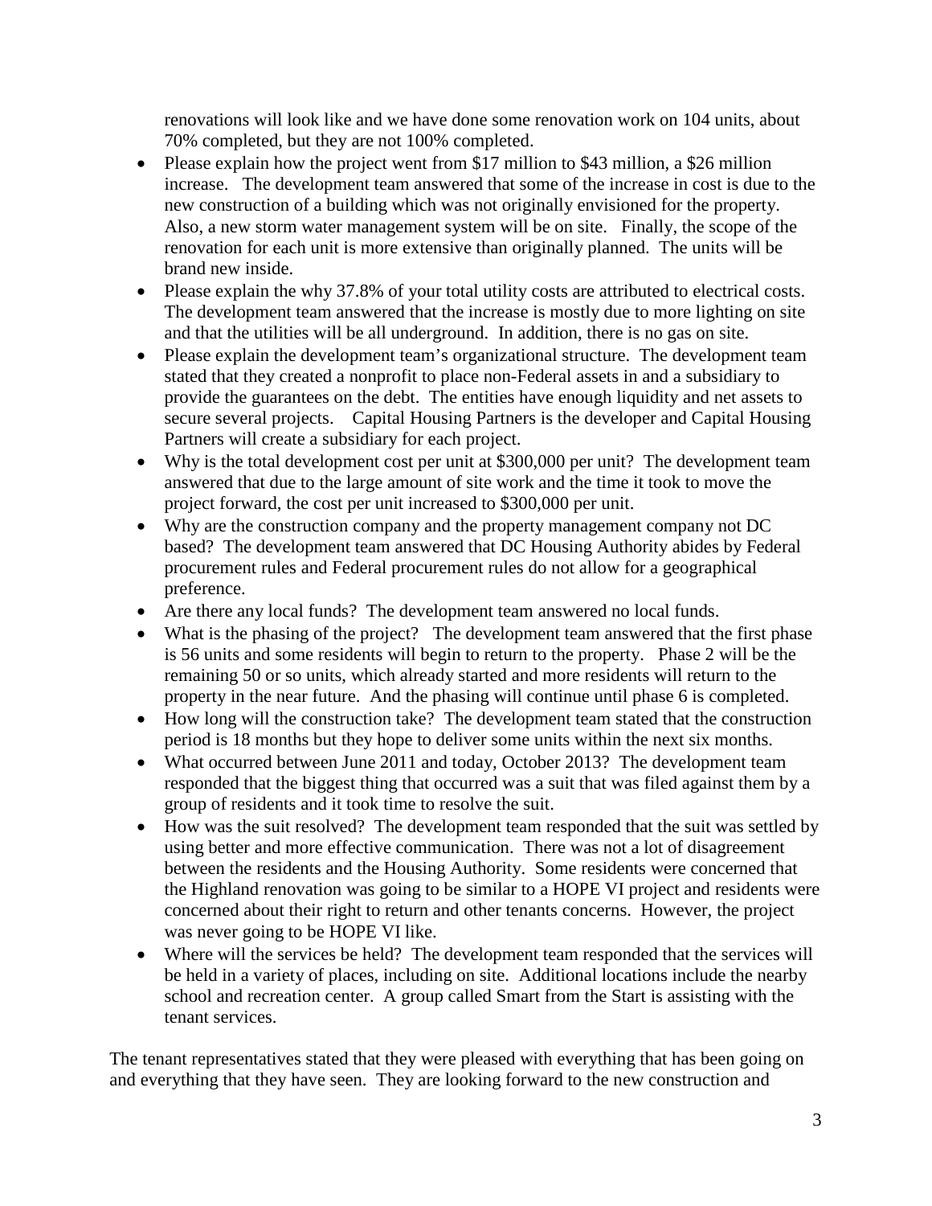renovations will look like and we have done some renovation work on 104 units, about 70% completed, but they are not 100% completed.

- Please explain how the project went from $17 million to $43 million, a $26 million increase. The development team answered that some of the increase in cost is due to the new construction of a building which was not originally envisioned for the property. Also, a new storm water management system will be on site. Finally, the scope of the renovation for each unit is more extensive than originally planned. The units will be brand new inside.
- Please explain the why 37.8% of your total utility costs are attributed to electrical costs. The development team answered that the increase is mostly due to more lighting on site and that the utilities will be all underground. In addition, there is no gas on site.
- Please explain the development team's organizational structure. The development team stated that they created a nonprofit to place non-Federal assets in and a subsidiary to provide the guarantees on the debt. The entities have enough liquidity and net assets to secure several projects. Capital Housing Partners is the developer and Capital Housing Partners will create a subsidiary for each project.
- Why is the total development cost per unit at $300,000 per unit? The development team answered that due to the large amount of site work and the time it took to move the project forward, the cost per unit increased to $300,000 per unit.
- Why are the construction company and the property management company not DC based? The development team answered that DC Housing Authority abides by Federal procurement rules and Federal procurement rules do not allow for a geographical preference.
- Are there any local funds? The development team answered no local funds.
- What is the phasing of the project? The development team answered that the first phase is 56 units and some residents will begin to return to the property. Phase 2 will be the remaining 50 or so units, which already started and more residents will return to the property in the near future. And the phasing will continue until phase 6 is completed.
- How long will the construction take? The development team stated that the construction period is 18 months but they hope to deliver some units within the next six months.
- What occurred between June 2011 and today, October 2013? The development team responded that the biggest thing that occurred was a suit that was filed against them by a group of residents and it took time to resolve the suit.
- How was the suit resolved? The development team responded that the suit was settled by using better and more effective communication. There was not a lot of disagreement between the residents and the Housing Authority. Some residents were concerned that the Highland renovation was going to be similar to a HOPE VI project and residents were concerned about their right to return and other tenants concerns. However, the project was never going to be HOPE VI like.
- Where will the services be held? The development team responded that the services will be held in a variety of places, including on site. Additional locations include the nearby school and recreation center. A group called Smart from the Start is assisting with the tenant services.

The tenant representatives stated that they were pleased with everything that has been going on and everything that they have seen. They are looking forward to the new construction and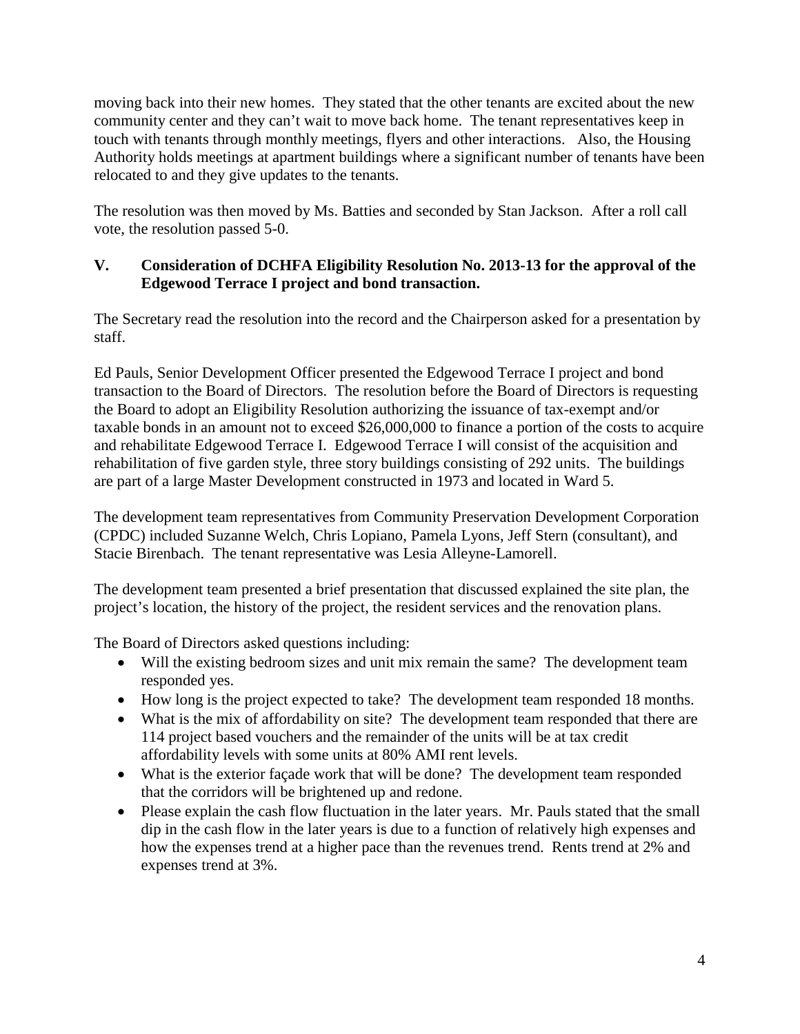moving back into their new homes. They stated that the other tenants are excited about the new community center and they can't wait to move back home. The tenant representatives keep in touch with tenants through monthly meetings, flyers and other interactions. Also, the Housing Authority holds meetings at apartment buildings where a significant number of tenants have been relocated to and they give updates to the tenants.

The resolution was then moved by Ms. Batties and seconded by Stan Jackson. After a roll call vote, the resolution passed 5-0.

## V. Consideration of DCHFA Eligibility Resolution No. 2013-13 for the approval of the Edgewood Terrace I project and bond transaction.

The Secretary read the resolution into the record and the Chairperson asked for a presentation by staff.

Ed Pauls, Senior Development Officer presented the Edgewood Terrace I project and bond transaction to the Board of Directors. The resolution before the Board of Directors is requesting the Board to adopt an Eligibility Resolution authorizing the issuance of tax-exempt and/or taxable bonds in an amount not to exceed $26,000,000 to finance a portion of the costs to acquire and rehabilitate Edgewood Terrace I. Edgewood Terrace I will consist of the acquisition and rehabilitation of five garden style, three story buildings consisting of 292 units. The buildings are part of a large Master Development constructed in 1973 and located in Ward 5.

The development team representatives from Community Preservation Development Corporation (CPDC) included Suzanne Welch, Chris Lopiano, Pamela Lyons, Jeff Stern (consultant), and Stacie Birenbach. The tenant representative was Lesia Alleyne-Lamorell.

The development team presented a brief presentation that discussed explained the site plan, the project's location, the history of the project, the resident services and the renovation plans.

The Board of Directors asked questions including:

- Will the existing bedroom sizes and unit mix remain the same? The development team responded yes.
- How long is the project expected to take? The development team responded 18 months.
- What is the mix of affordability on site? The development team responded that there are 114 project based vouchers and the remainder of the units will be at tax credit affordability levels with some units at 80% AMI rent levels.
- What is the exterior façade work that will be done? The development team responded that the corridors will be brightened up and redone.
- Please explain the cash flow fluctuation in the later years. Mr. Pauls stated that the small dip in the cash flow in the later years is due to a function of relatively high expenses and how the expenses trend at a higher pace than the revenues trend. Rents trend at 2% and expenses trend at 3%.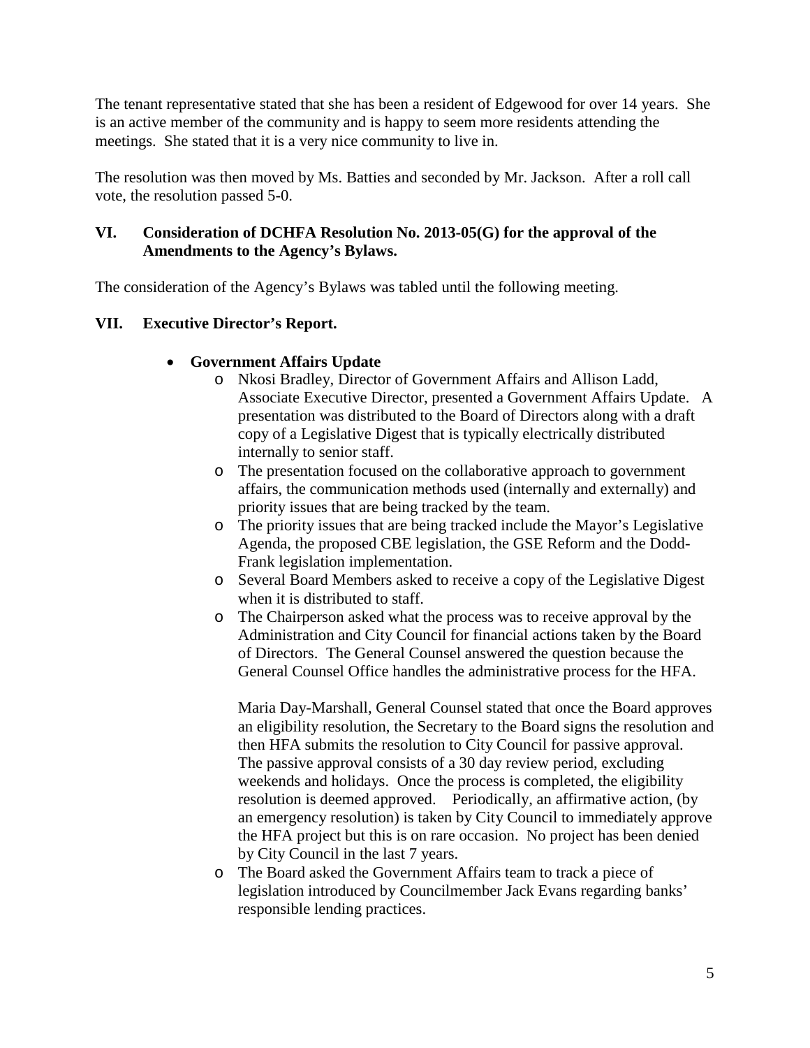The tenant representative stated that she has been a resident of Edgewood for over 14 years. She is an active member of the community and is happy to seem more residents attending the meetings. She stated that it is a very nice community to live in.

The resolution was then moved by Ms. Batties and seconded by Mr. Jackson. After a roll call vote, the resolution passed 5-0.

### VI. Consideration of DCHFA Resolution No. 2013-05(G) for the approval of the Amendments to the Agency's Bylaws.

The consideration of the Agency's Bylaws was tabled until the following meeting.

### VII. Executive Director's Report.

- **Government Affairs Update**
  - Nkosi Bradley, Director of Government Affairs and Allison Ladd, Associate Executive Director, presented a Government Affairs Update. A presentation was distributed to the Board of Directors along with a draft copy of a Legislative Digest that is typically electrically distributed internally to senior staff.
  - The presentation focused on the collaborative approach to government affairs, the communication methods used (internally and externally) and priority issues that are being tracked by the team.
  - The priority issues that are being tracked include the Mayor's Legislative Agenda, the proposed CBE legislation, the GSE Reform and the Dodd-Frank legislation implementation.
  - Several Board Members asked to receive a copy of the Legislative Digest when it is distributed to staff.
  - The Chairperson asked what the process was to receive approval by the Administration and City Council for financial actions taken by the Board of Directors. The General Counsel answered the question because the General Counsel Office handles the administrative process for the HFA.

    Maria Day-Marshall, General Counsel stated that once the Board approves an eligibility resolution, the Secretary to the Board signs the resolution and then HFA submits the resolution to City Council for passive approval. The passive approval consists of a 30 day review period, excluding weekends and holidays. Once the process is completed, the eligibility resolution is deemed approved. Periodically, an affirmative action, (by an emergency resolution) is taken by City Council to immediately approve the HFA project but this is on rare occasion. No project has been denied by City Council in the last 7 years.
  - The Board asked the Government Affairs team to track a piece of legislation introduced by Councilmember Jack Evans regarding banks' responsible lending practices.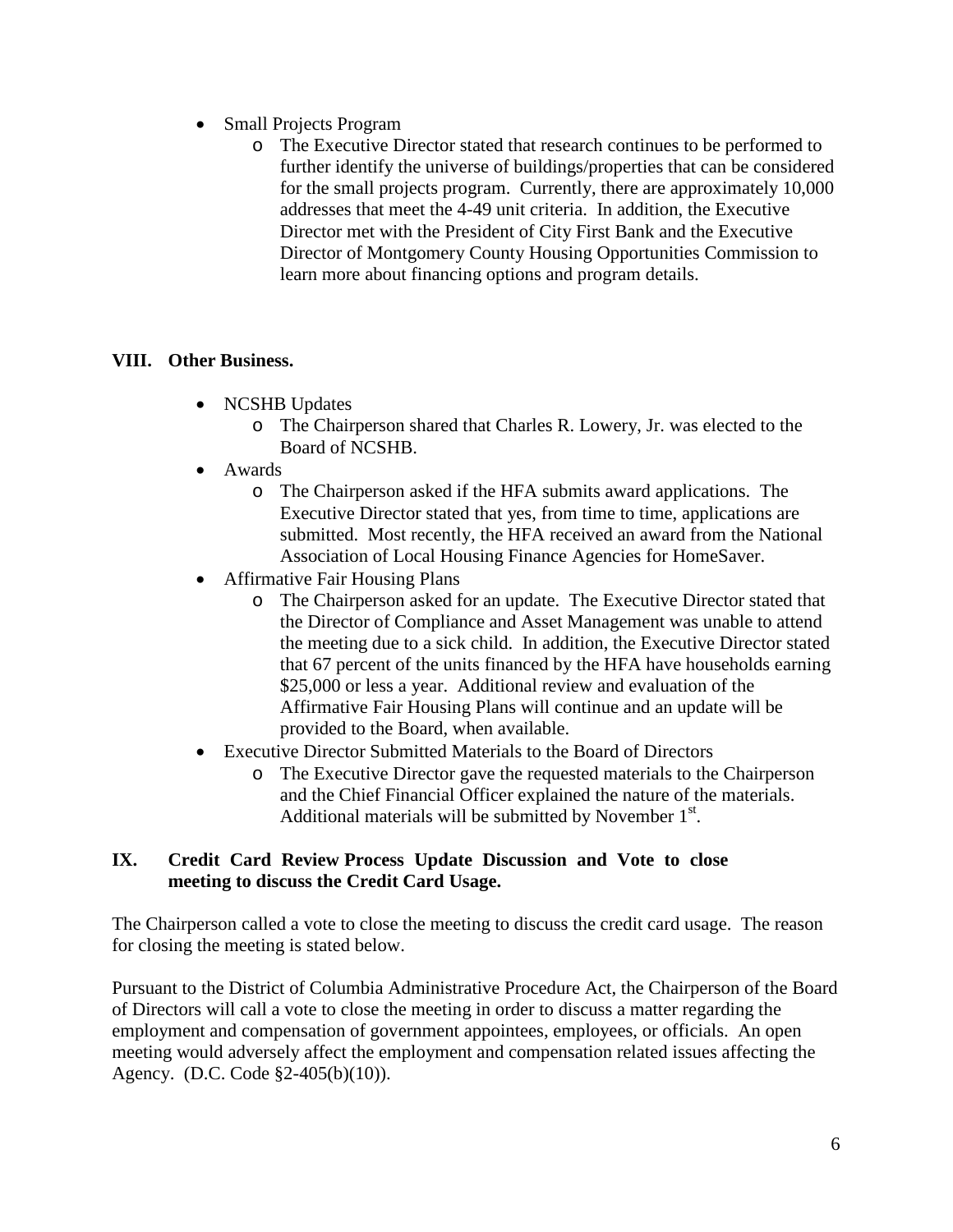- Small Projects Program
  - The Executive Director stated that research continues to be performed to further identify the universe of buildings/properties that can be considered for the small projects program. Currently, there are approximately 10,000 addresses that meet the 4-49 unit criteria. In addition, the Executive Director met with the President of City First Bank and the Executive Director of Montgomery County Housing Opportunities Commission to learn more about financing options and program details.

## VIII. Other Business.

- NCSHB Updates
  - The Chairperson shared that Charles R. Lowery, Jr. was elected to the Board of NCSHB.
- Awards
  - The Chairperson asked if the HFA submits award applications. The Executive Director stated that yes, from time to time, applications are submitted. Most recently, the HFA received an award from the National Association of Local Housing Finance Agencies for HomeSaver.
- Affirmative Fair Housing Plans
  - The Chairperson asked for an update. The Executive Director stated that the Director of Compliance and Asset Management was unable to attend the meeting due to a sick child. In addition, the Executive Director stated that 67 percent of the units financed by the HFA have households earning $25,000 or less a year. Additional review and evaluation of the Affirmative Fair Housing Plans will continue and an update will be provided to the Board, when available.
- Executive Director Submitted Materials to the Board of Directors
  - The Executive Director gave the requested materials to the Chairperson and the Chief Financial Officer explained the nature of the materials. Additional materials will be submitted by November 1st.

## IX. Credit Card Review Process Update Discussion and Vote to close meeting to discuss the Credit Card Usage.

The Chairperson called a vote to close the meeting to discuss the credit card usage. The reason for closing the meeting is stated below.

Pursuant to the District of Columbia Administrative Procedure Act, the Chairperson of the Board of Directors will call a vote to close the meeting in order to discuss a matter regarding the employment and compensation of government appointees, employees, or officials. An open meeting would adversely affect the employment and compensation related issues affecting the Agency. (D.C. Code §2-405(b)(10)).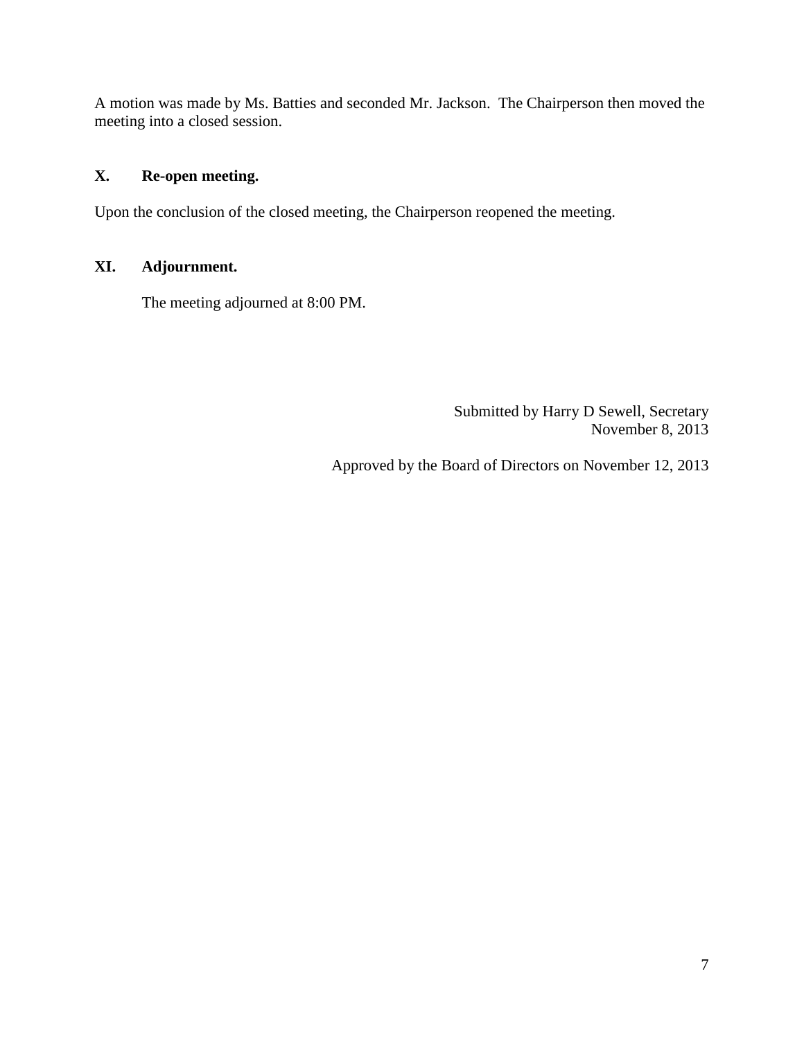A motion was made by Ms. Batties and seconded Mr. Jackson. The Chairperson then moved the meeting into a closed session.

## X. Re-open meeting.

Upon the conclusion of the closed meeting, the Chairperson reopened the meeting.

## XI. Adjournment.

The meeting adjourned at 8:00 PM.

Submitted by Harry D Sewell, Secretary
November 8, 2013

Approved by the Board of Directors on November 12, 2013